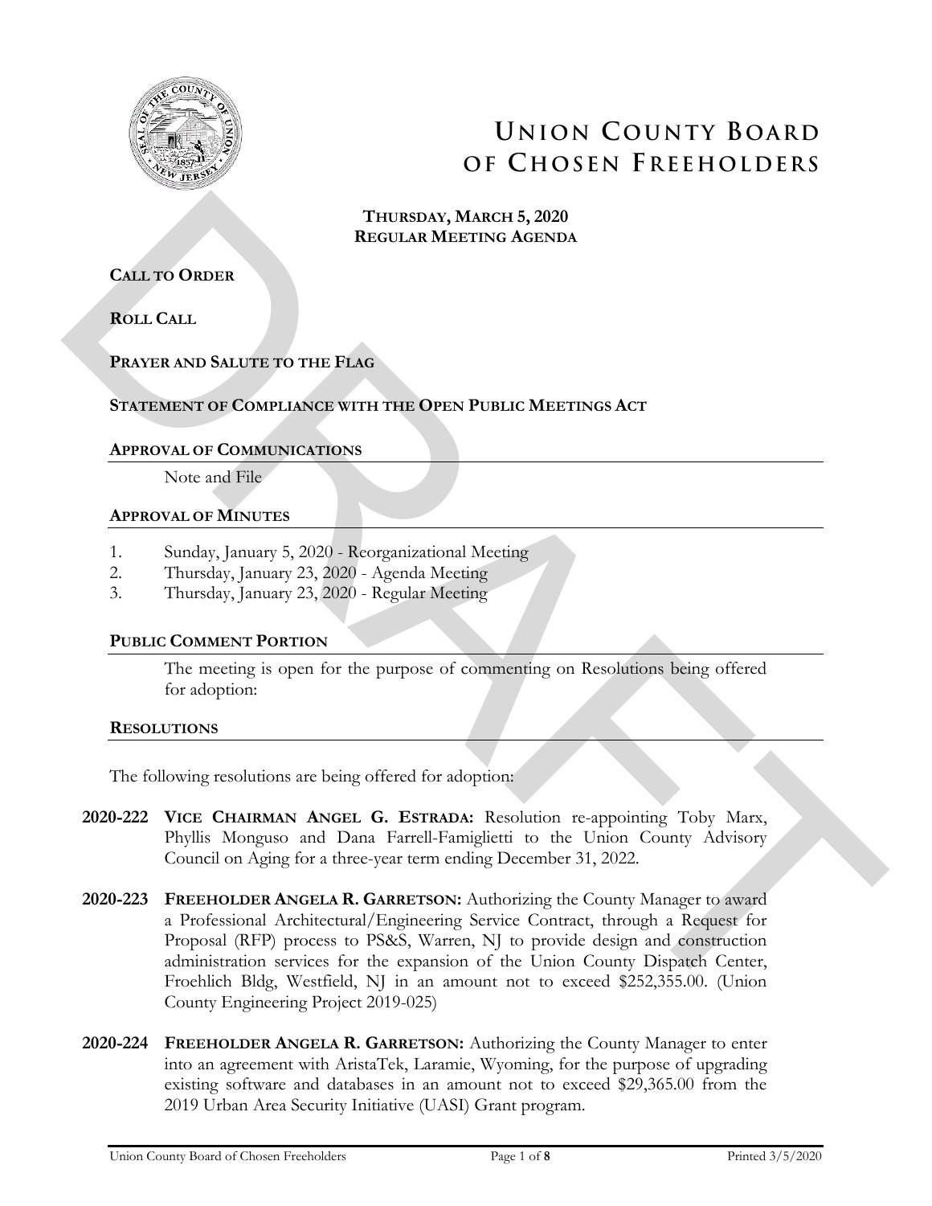# Union County Board of Chosen Freeholders

**Thursday, March 5, 2020**
**Regular Meeting Agenda**

**CALL TO ORDER**

**ROLL CALL**

**PRAYER AND SALUTE TO THE FLAG**

**STATEMENT OF COMPLIANCE WITH THE OPEN PUBLIC MEETINGS ACT**

## APPROVAL OF COMMUNICATIONS

Note and File

## APPROVAL OF MINUTES

1. Sunday, January 5, 2020 - Reorganizational Meeting
2. Thursday, January 23, 2020 - Agenda Meeting
3. Thursday, January 23, 2020 - Regular Meeting

## PUBLIC COMMENT PORTION

The meeting is open for the purpose of commenting on Resolutions being offered for adoption:

## RESOLUTIONS

The following resolutions are being offered for adoption:

**2020-222** **VICE CHAIRMAN ANGEL G. ESTRADA:** Resolution re-appointing Toby Marx, Phyllis Monguso and Dana Farrell-Famiglietti to the Union County Advisory Council on Aging for a three-year term ending December 31, 2022.

**2020-223** **FREEHOLDER ANGELA R. GARRETSON:** Authorizing the County Manager to award a Professional Architectural/Engineering Service Contract, through a Request for Proposal (RFP) process to PS&S, Warren, NJ to provide design and construction administration services for the expansion of the Union County Dispatch Center, Froehlich Bldg, Westfield, NJ in an amount not to exceed $252,355.00. (Union County Engineering Project 2019-025)

**2020-224** **FREEHOLDER ANGELA R. GARRETSON:** Authorizing the County Manager to enter into an agreement with AristaTek, Laramie, Wyoming, for the purpose of upgrading existing software and databases in an amount not to exceed $29,365.00 from the 2019 Urban Area Security Initiative (UASI) Grant program.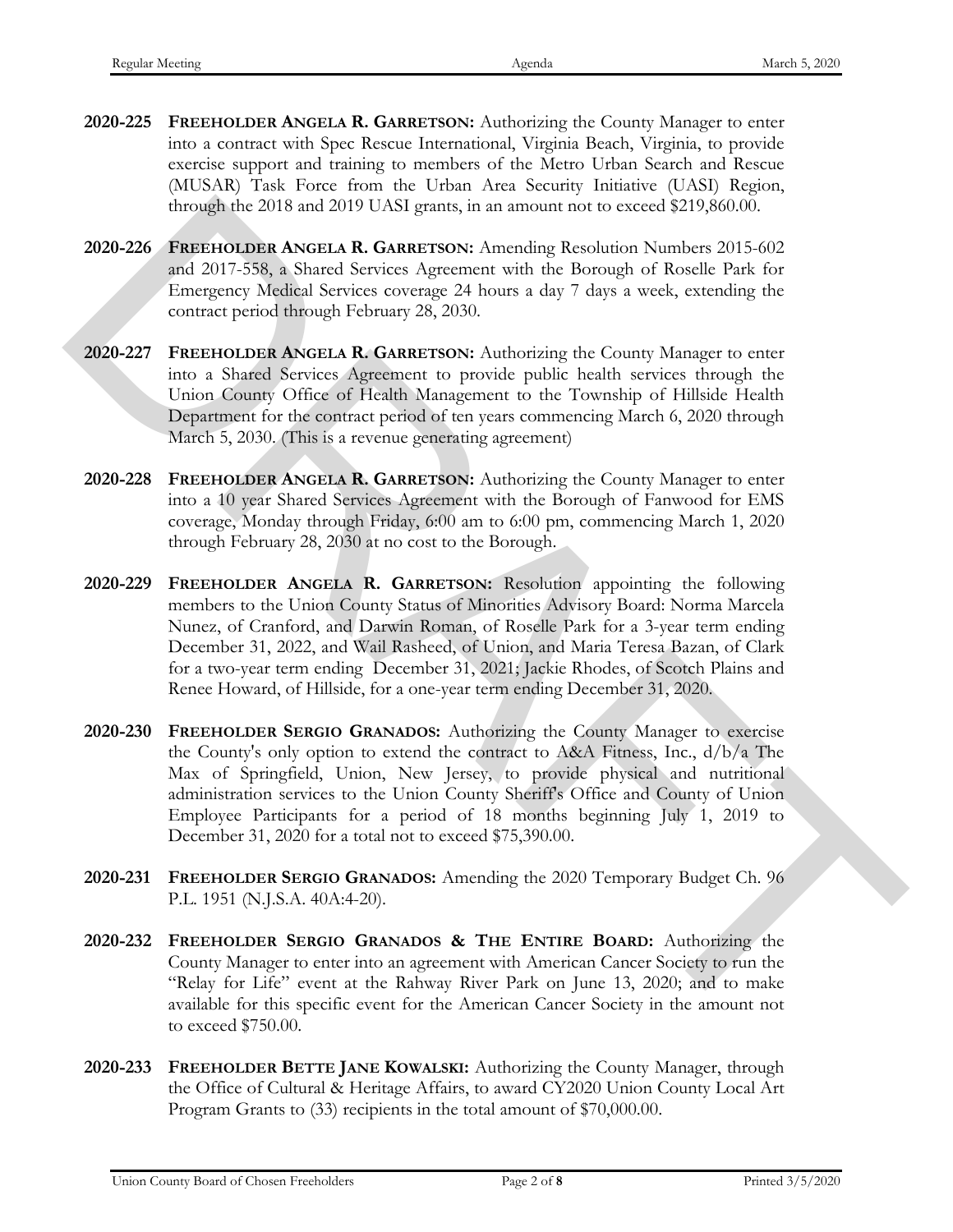**2020-225** **FREEHOLDER ANGELA R. GARRETSON:** Authorizing the County Manager to enter into a contract with Spec Rescue International, Virginia Beach, Virginia, to provide exercise support and training to members of the Metro Urban Search and Rescue (MUSAR) Task Force from the Urban Area Security Initiative (UASI) Region, through the 2018 and 2019 UASI grants, in an amount not to exceed $219,860.00.

**2020-226** **FREEHOLDER ANGELA R. GARRETSON:** Amending Resolution Numbers 2015-602 and 2017-558, a Shared Services Agreement with the Borough of Roselle Park for Emergency Medical Services coverage 24 hours a day 7 days a week, extending the contract period through February 28, 2030.

**2020-227** **FREEHOLDER ANGELA R. GARRETSON:** Authorizing the County Manager to enter into a Shared Services Agreement to provide public health services through the Union County Office of Health Management to the Township of Hillside Health Department for the contract period of ten years commencing March 6, 2020 through March 5, 2030. (This is a revenue generating agreement)

**2020-228** **FREEHOLDER ANGELA R. GARRETSON:** Authorizing the County Manager to enter into a 10 year Shared Services Agreement with the Borough of Fanwood for EMS coverage, Monday through Friday, 6:00 am to 6:00 pm, commencing March 1, 2020 through February 28, 2030 at no cost to the Borough.

**2020-229** **FREEHOLDER ANGELA R. GARRETSON:** Resolution appointing the following members to the Union County Status of Minorities Advisory Board: Norma Marcela Nunez, of Cranford, and Darwin Roman, of Roselle Park for a 3-year term ending December 31, 2022, and Wail Rasheed, of Union, and Maria Teresa Bazan, of Clark for a two-year term ending December 31, 2021; Jackie Rhodes, of Scotch Plains and Renee Howard, of Hillside, for a one-year term ending December 31, 2020.

**2020-230** **FREEHOLDER SERGIO GRANADOS:** Authorizing the County Manager to exercise the County's only option to extend the contract to A&A Fitness, Inc., d/b/a The Max of Springfield, Union, New Jersey, to provide physical and nutritional administration services to the Union County Sheriff's Office and County of Union Employee Participants for a period of 18 months beginning July 1, 2019 to December 31, 2020 for a total not to exceed $75,390.00.

**2020-231** **FREEHOLDER SERGIO GRANADOS:** Amending the 2020 Temporary Budget Ch. 96 P.L. 1951 (N.J.S.A. 40A:4-20).

**2020-232** **FREEHOLDER SERGIO GRANADOS & THE ENTIRE BOARD:** Authorizing the County Manager to enter into an agreement with American Cancer Society to run the "Relay for Life" event at the Rahway River Park on June 13, 2020; and to make available for this specific event for the American Cancer Society in the amount not to exceed $750.00.

**2020-233** **FREEHOLDER BETTE JANE KOWALSKI:** Authorizing the County Manager, through the Office of Cultural & Heritage Affairs, to award CY2020 Union County Local Art Program Grants to (33) recipients in the total amount of $70,000.00.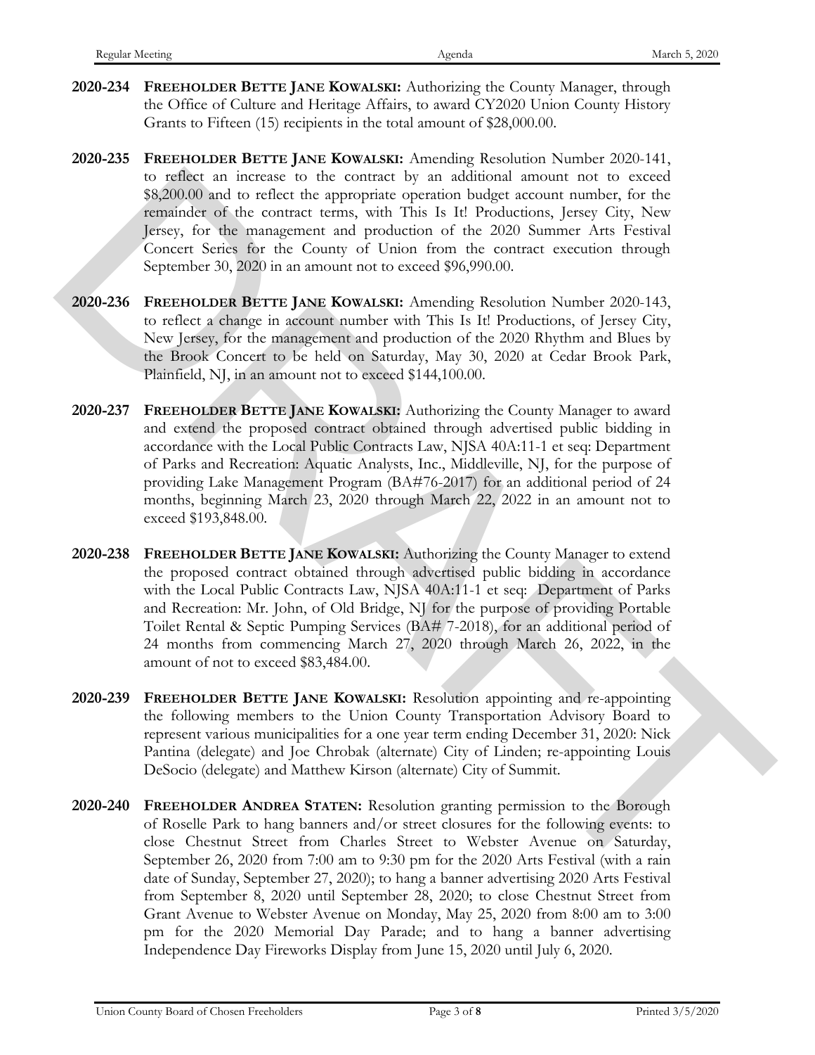**2020-234** **FREEHOLDER BETTE JANE KOWALSKI:** Authorizing the County Manager, through the Office of Culture and Heritage Affairs, to award CY2020 Union County History Grants to Fifteen (15) recipients in the total amount of $28,000.00.

**2020-235** **FREEHOLDER BETTE JANE KOWALSKI:** Amending Resolution Number 2020-141, to reflect an increase to the contract by an additional amount not to exceed $8,200.00 and to reflect the appropriate operation budget account number, for the remainder of the contract terms, with This Is It! Productions, Jersey City, New Jersey, for the management and production of the 2020 Summer Arts Festival Concert Series for the County of Union from the contract execution through September 30, 2020 in an amount not to exceed $96,990.00.

**2020-236** **FREEHOLDER BETTE JANE KOWALSKI:** Amending Resolution Number 2020-143, to reflect a change in account number with This Is It! Productions, of Jersey City, New Jersey, for the management and production of the 2020 Rhythm and Blues by the Brook Concert to be held on Saturday, May 30, 2020 at Cedar Brook Park, Plainfield, NJ, in an amount not to exceed $144,100.00.

**2020-237** **FREEHOLDER BETTE JANE KOWALSKI:** Authorizing the County Manager to award and extend the proposed contract obtained through advertised public bidding in accordance with the Local Public Contracts Law, NJSA 40A:11-1 et seq: Department of Parks and Recreation: Aquatic Analysts, Inc., Middleville, NJ, for the purpose of providing Lake Management Program (BA#76-2017) for an additional period of 24 months, beginning March 23, 2020 through March 22, 2022 in an amount not to exceed $193,848.00.

**2020-238** **FREEHOLDER BETTE JANE KOWALSKI:** Authorizing the County Manager to extend the proposed contract obtained through advertised public bidding in accordance with the Local Public Contracts Law, NJSA 40A:11-1 et seq: Department of Parks and Recreation: Mr. John, of Old Bridge, NJ for the purpose of providing Portable Toilet Rental & Septic Pumping Services (BA# 7-2018), for an additional period of 24 months from commencing March 27, 2020 through March 26, 2022, in the amount of not to exceed $83,484.00.

**2020-239** **FREEHOLDER BETTE JANE KOWALSKI:** Resolution appointing and re-appointing the following members to the Union County Transportation Advisory Board to represent various municipalities for a one year term ending December 31, 2020: Nick Pantina (delegate) and Joe Chrobak (alternate) City of Linden; re-appointing Louis DeSocio (delegate) and Matthew Kirson (alternate) City of Summit.

**2020-240** **FREEHOLDER ANDREA STATEN:** Resolution granting permission to the Borough of Roselle Park to hang banners and/or street closures for the following events: to close Chestnut Street from Charles Street to Webster Avenue on Saturday, September 26, 2020 from 7:00 am to 9:30 pm for the 2020 Arts Festival (with a rain date of Sunday, September 27, 2020); to hang a banner advertising 2020 Arts Festival from September 8, 2020 until September 28, 2020; to close Chestnut Street from Grant Avenue to Webster Avenue on Monday, May 25, 2020 from 8:00 am to 3:00 pm for the 2020 Memorial Day Parade; and to hang a banner advertising Independence Day Fireworks Display from June 15, 2020 until July 6, 2020.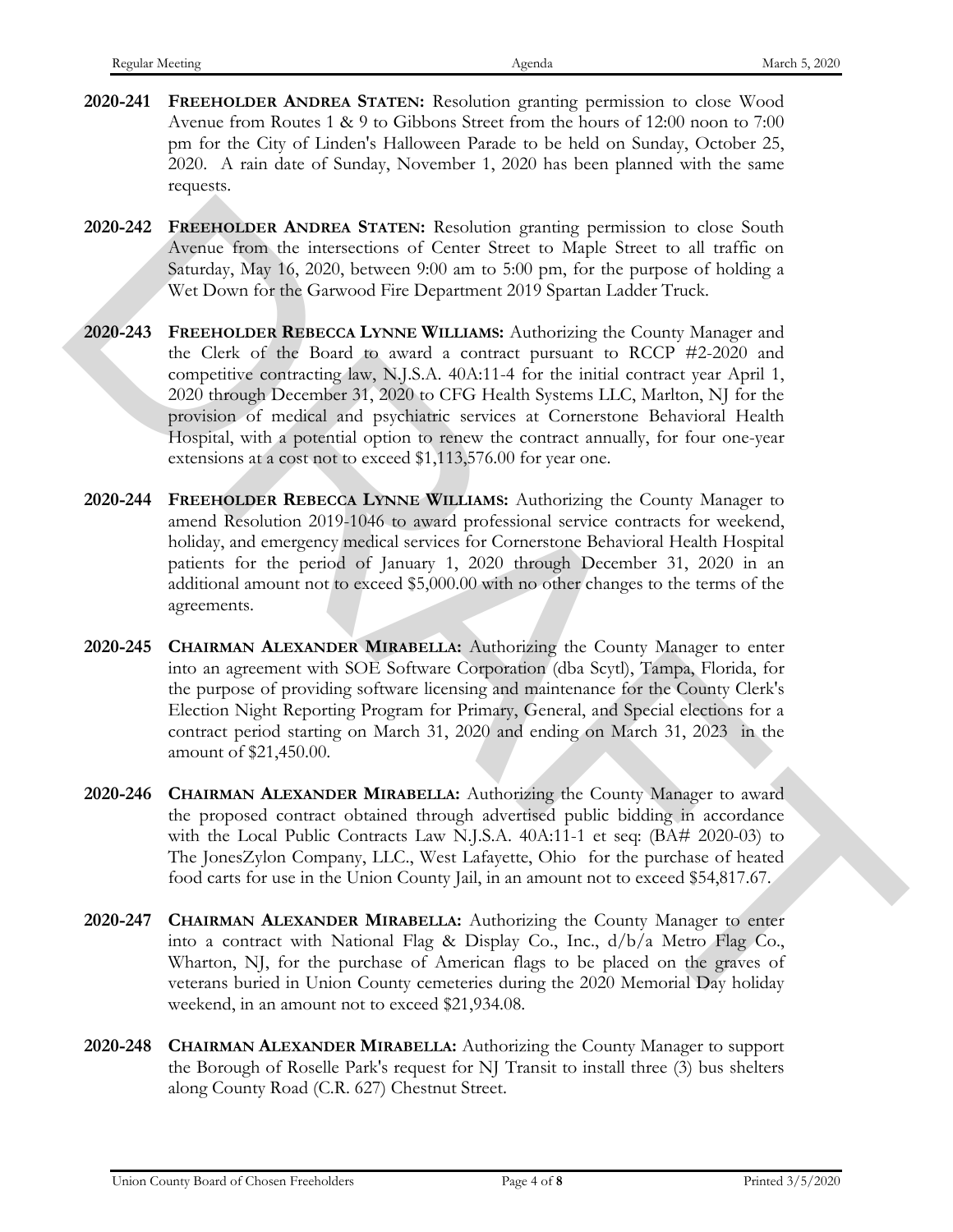**2020-241** **FREEHOLDER ANDREA STATEN:** Resolution granting permission to close Wood Avenue from Routes 1 & 9 to Gibbons Street from the hours of 12:00 noon to 7:00 pm for the City of Linden's Halloween Parade to be held on Sunday, October 25, 2020. A rain date of Sunday, November 1, 2020 has been planned with the same requests.

**2020-242** **FREEHOLDER ANDREA STATEN:** Resolution granting permission to close South Avenue from the intersections of Center Street to Maple Street to all traffic on Saturday, May 16, 2020, between 9:00 am to 5:00 pm, for the purpose of holding a Wet Down for the Garwood Fire Department 2019 Spartan Ladder Truck.

**2020-243** **FREEHOLDER REBECCA LYNNE WILLIAMS:** Authorizing the County Manager and the Clerk of the Board to award a contract pursuant to RCCP #2-2020 and competitive contracting law, N.J.S.A. 40A:11-4 for the initial contract year April 1, 2020 through December 31, 2020 to CFG Health Systems LLC, Marlton, NJ for the provision of medical and psychiatric services at Cornerstone Behavioral Health Hospital, with a potential option to renew the contract annually, for four one-year extensions at a cost not to exceed $1,113,576.00 for year one.

**2020-244** **FREEHOLDER REBECCA LYNNE WILLIAMS:** Authorizing the County Manager to amend Resolution 2019-1046 to award professional service contracts for weekend, holiday, and emergency medical services for Cornerstone Behavioral Health Hospital patients for the period of January 1, 2020 through December 31, 2020 in an additional amount not to exceed $5,000.00 with no other changes to the terms of the agreements.

**2020-245** **CHAIRMAN ALEXANDER MIRABELLA:** Authorizing the County Manager to enter into an agreement with SOE Software Corporation (dba Scytl), Tampa, Florida, for the purpose of providing software licensing and maintenance for the County Clerk's Election Night Reporting Program for Primary, General, and Special elections for a contract period starting on March 31, 2020 and ending on March 31, 2023 in the amount of $21,450.00.

**2020-246** **CHAIRMAN ALEXANDER MIRABELLA:** Authorizing the County Manager to award the proposed contract obtained through advertised public bidding in accordance with the Local Public Contracts Law N.J.S.A. 40A:11-1 et seq: (BA# 2020-03) to The JonesZylon Company, LLC., West Lafayette, Ohio for the purchase of heated food carts for use in the Union County Jail, in an amount not to exceed $54,817.67.

**2020-247** **CHAIRMAN ALEXANDER MIRABELLA:** Authorizing the County Manager to enter into a contract with National Flag & Display Co., Inc., d/b/a Metro Flag Co., Wharton, NJ, for the purchase of American flags to be placed on the graves of veterans buried in Union County cemeteries during the 2020 Memorial Day holiday weekend, in an amount not to exceed $21,934.08.

**2020-248** **CHAIRMAN ALEXANDER MIRABELLA:** Authorizing the County Manager to support the Borough of Roselle Park's request for NJ Transit to install three (3) bus shelters along County Road (C.R. 627) Chestnut Street.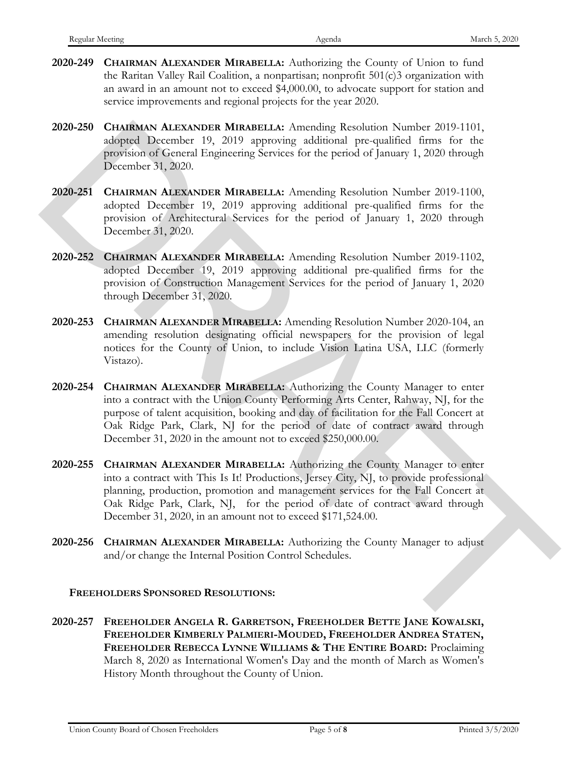**2020-249** **CHAIRMAN ALEXANDER MIRABELLA:** Authorizing the County of Union to fund the Raritan Valley Rail Coalition, a nonpartisan; nonprofit 501(c)3 organization with an award in an amount not to exceed $4,000.00, to advocate support for station and service improvements and regional projects for the year 2020.

**2020-250** **CHAIRMAN ALEXANDER MIRABELLA:** Amending Resolution Number 2019-1101, adopted December 19, 2019 approving additional pre-qualified firms for the provision of General Engineering Services for the period of January 1, 2020 through December 31, 2020.

**2020-251** **CHAIRMAN ALEXANDER MIRABELLA:** Amending Resolution Number 2019-1100, adopted December 19, 2019 approving additional pre-qualified firms for the provision of Architectural Services for the period of January 1, 2020 through December 31, 2020.

**2020-252** **CHAIRMAN ALEXANDER MIRABELLA:** Amending Resolution Number 2019-1102, adopted December 19, 2019 approving additional pre-qualified firms for the provision of Construction Management Services for the period of January 1, 2020 through December 31, 2020.

**2020-253** **CHAIRMAN ALEXANDER MIRABELLA:** Amending Resolution Number 2020-104, an amending resolution designating official newspapers for the provision of legal notices for the County of Union, to include Vision Latina USA, LLC (formerly Vistazo).

**2020-254** **CHAIRMAN ALEXANDER MIRABELLA:** Authorizing the County Manager to enter into a contract with the Union County Performing Arts Center, Rahway, NJ, for the purpose of talent acquisition, booking and day of facilitation for the Fall Concert at Oak Ridge Park, Clark, NJ for the period of date of contract award through December 31, 2020 in the amount not to exceed $250,000.00.

**2020-255** **CHAIRMAN ALEXANDER MIRABELLA:** Authorizing the County Manager to enter into a contract with This Is It! Productions, Jersey City, NJ, to provide professional planning, production, promotion and management services for the Fall Concert at Oak Ridge Park, Clark, NJ, for the period of date of contract award through December 31, 2020, in an amount not to exceed $171,524.00.

**2020-256** **CHAIRMAN ALEXANDER MIRABELLA:** Authorizing the County Manager to adjust and/or change the Internal Position Control Schedules.

**FREEHOLDERS SPONSORED RESOLUTIONS:**

**2020-257** **FREEHOLDER ANGELA R. GARRETSON, FREEHOLDER BETTE JANE KOWALSKI, FREEHOLDER KIMBERLY PALMIERI-MOUDED, FREEHOLDER ANDREA STATEN, FREEHOLDER REBECCA LYNNE WILLIAMS & THE ENTIRE BOARD:** Proclaiming March 8, 2020 as International Women's Day and the month of March as Women's History Month throughout the County of Union.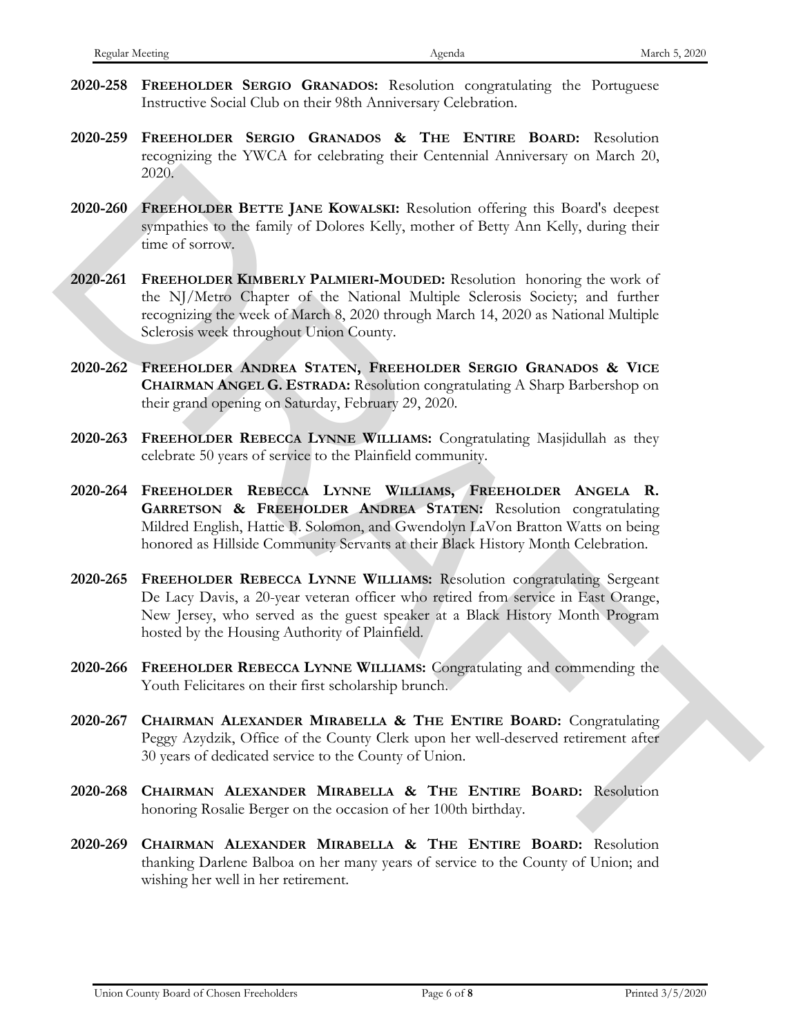**2020-258** **FREEHOLDER SERGIO GRANADOS:** Resolution congratulating the Portuguese Instructive Social Club on their 98th Anniversary Celebration.

**2020-259** **FREEHOLDER SERGIO GRANADOS & THE ENTIRE BOARD:** Resolution recognizing the YWCA for celebrating their Centennial Anniversary on March 20, 2020.

**2020-260** **FREEHOLDER BETTE JANE KOWALSKI:** Resolution offering this Board's deepest sympathies to the family of Dolores Kelly, mother of Betty Ann Kelly, during their time of sorrow.

**2020-261** **FREEHOLDER KIMBERLY PALMIERI-MOUDED:** Resolution honoring the work of the NJ/Metro Chapter of the National Multiple Sclerosis Society; and further recognizing the week of March 8, 2020 through March 14, 2020 as National Multiple Sclerosis week throughout Union County.

**2020-262** **FREEHOLDER ANDREA STATEN, FREEHOLDER SERGIO GRANADOS & VICE CHAIRMAN ANGEL G. ESTRADA:** Resolution congratulating A Sharp Barbershop on their grand opening on Saturday, February 29, 2020.

**2020-263** **FREEHOLDER REBECCA LYNNE WILLIAMS:** Congratulating Masjidullah as they celebrate 50 years of service to the Plainfield community.

**2020-264** **FREEHOLDER REBECCA LYNNE WILLIAMS, FREEHOLDER ANGELA R. GARRETSON & FREEHOLDER ANDREA STATEN:** Resolution congratulating Mildred English, Hattie B. Solomon, and Gwendolyn LaVon Bratton Watts on being honored as Hillside Community Servants at their Black History Month Celebration.

**2020-265** **FREEHOLDER REBECCA LYNNE WILLIAMS:** Resolution congratulating Sergeant De Lacy Davis, a 20-year veteran officer who retired from service in East Orange, New Jersey, who served as the guest speaker at a Black History Month Program hosted by the Housing Authority of Plainfield.

**2020-266** **FREEHOLDER REBECCA LYNNE WILLIAMS:** Congratulating and commending the Youth Felicitares on their first scholarship brunch.

**2020-267** **CHAIRMAN ALEXANDER MIRABELLA & THE ENTIRE BOARD:** Congratulating Peggy Azydzik, Office of the County Clerk upon her well-deserved retirement after 30 years of dedicated service to the County of Union.

**2020-268** **CHAIRMAN ALEXANDER MIRABELLA & THE ENTIRE BOARD:** Resolution honoring Rosalie Berger on the occasion of her 100th birthday.

**2020-269** **CHAIRMAN ALEXANDER MIRABELLA & THE ENTIRE BOARD:** Resolution thanking Darlene Balboa on her many years of service to the County of Union; and wishing her well in her retirement.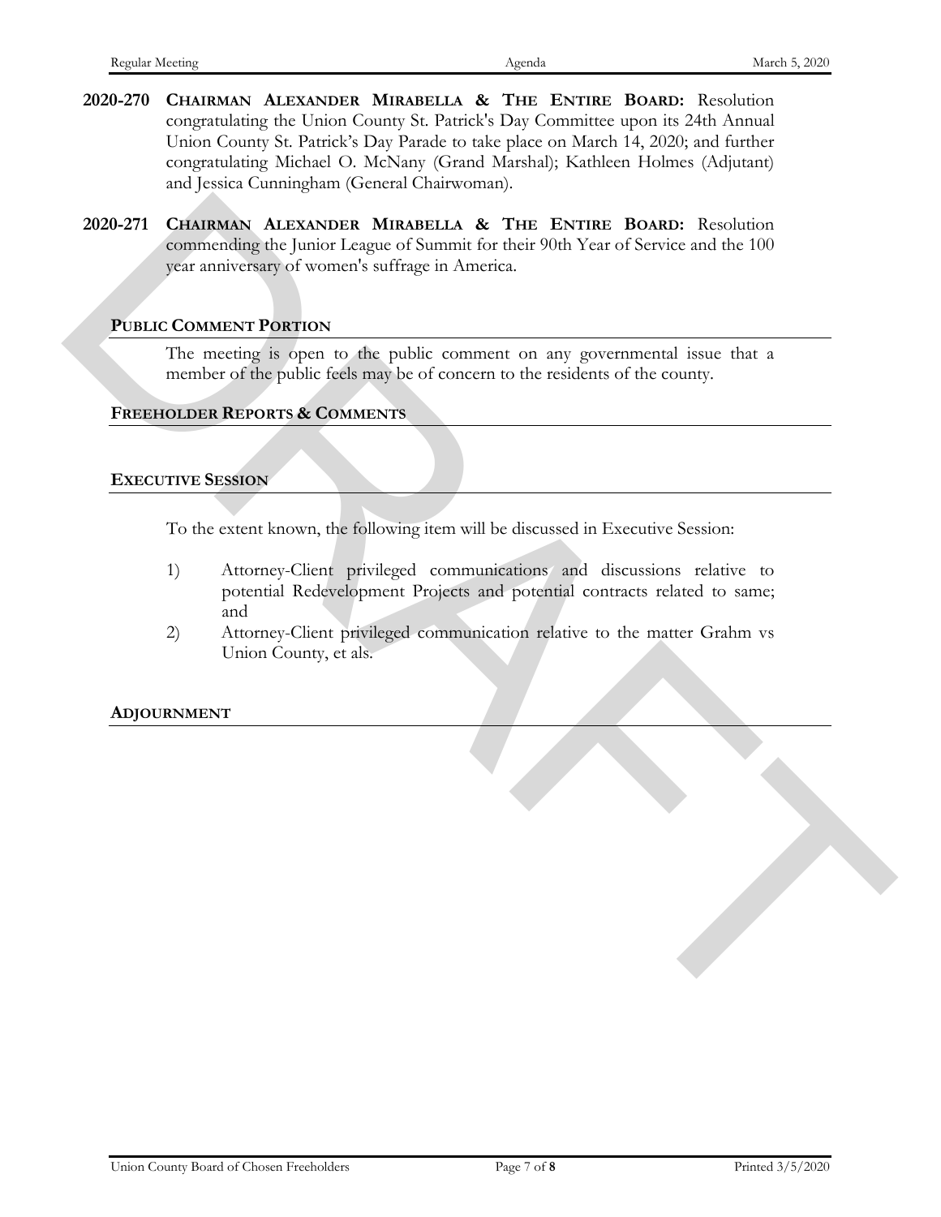**2020-270** **CHAIRMAN ALEXANDER MIRABELLA & THE ENTIRE BOARD:** Resolution congratulating the Union County St. Patrick's Day Committee upon its 24th Annual Union County St. Patrick's Day Parade to take place on March 14, 2020; and further congratulating Michael O. McNany (Grand Marshal); Kathleen Holmes (Adjutant) and Jessica Cunningham (General Chairwoman).

**2020-271** **CHAIRMAN ALEXANDER MIRABELLA & THE ENTIRE BOARD:** Resolution commending the Junior League of Summit for their 90th Year of Service and the 100 year anniversary of women's suffrage in America.

## PUBLIC COMMENT PORTION

The meeting is open to the public comment on any governmental issue that a member of the public feels may be of concern to the residents of the county.

## FREEHOLDER REPORTS & COMMENTS

## EXECUTIVE SESSION

To the extent known, the following item will be discussed in Executive Session:

1) Attorney-Client privileged communications and discussions relative to potential Redevelopment Projects and potential contracts related to same; and
2) Attorney-Client privileged communication relative to the matter Grahm vs Union County, et als.

## ADJOURNMENT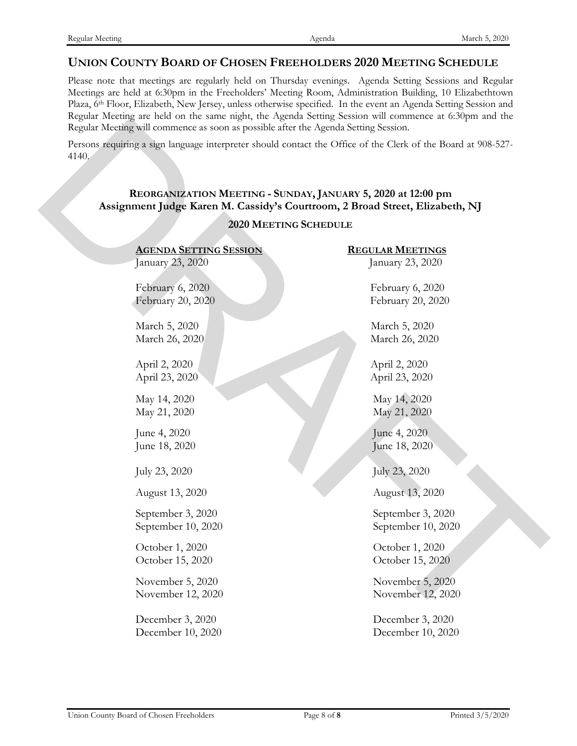## UNION COUNTY BOARD OF CHOSEN FREEHOLDERS 2020 MEETING SCHEDULE

Please note that meetings are regularly held on Thursday evenings. Agenda Setting Sessions and Regular Meetings are held at 6:30pm in the Freeholders' Meeting Room, Administration Building, 10 Elizabethtown Plaza, 6th Floor, Elizabeth, New Jersey, unless otherwise specified. In the event an Agenda Setting Session and Regular Meeting are held on the same night, the Agenda Setting Session will commence at 6:30pm and the Regular Meeting will commence as soon as possible after the Agenda Setting Session.

Persons requiring a sign language interpreter should contact the Office of the Clerk of the Board at 908-527-4140.

**REORGANIZATION MEETING - SUNDAY, JANUARY 5, 2020 at 12:00 pm**
**Assignment Judge Karen M. Cassidy's Courtroom, 2 Broad Street, Elizabeth, NJ**

**2020 MEETING SCHEDULE**

| AGENDA SETTING SESSION | REGULAR MEETINGS |
|---|---|
| January 23, 2020 | January 23, 2020 |
| February 6, 2020 | February 6, 2020 |
| February 20, 2020 | February 20, 2020 |
| March 5, 2020 | March 5, 2020 |
| March 26, 2020 | March 26, 2020 |
| April 2, 2020 | April 2, 2020 |
| April 23, 2020 | April 23, 2020 |
| May 14, 2020 | May 14, 2020 |
| May 21, 2020 | May 21, 2020 |
| June 4, 2020 | June 4, 2020 |
| June 18, 2020 | June 18, 2020 |
| July 23, 2020 | July 23, 2020 |
| August 13, 2020 | August 13, 2020 |
| September 3, 2020 | September 3, 2020 |
| September 10, 2020 | September 10, 2020 |
| October 1, 2020 | October 1, 2020 |
| October 15, 2020 | October 15, 2020 |
| November 5, 2020 | November 5, 2020 |
| November 12, 2020 | November 12, 2020 |
| December 3, 2020 | December 3, 2020 |
| December 10, 2020 | December 10, 2020 |